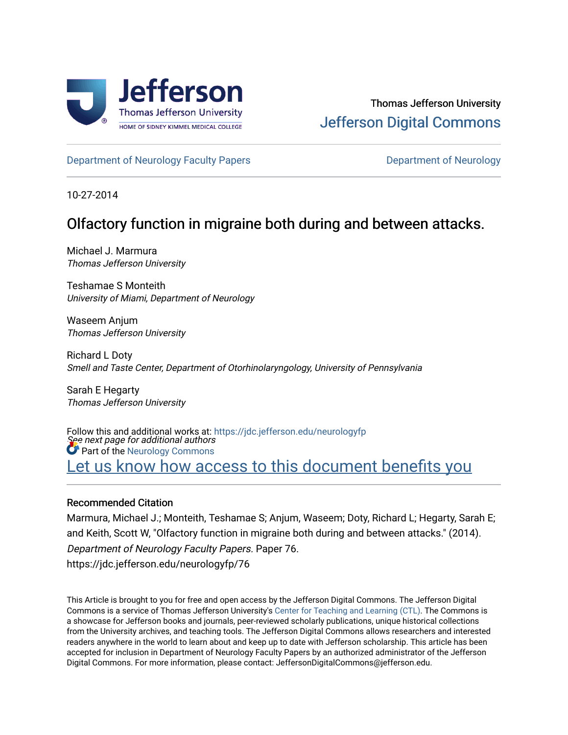Thomas Jefferson University

Jefferson Digital Commons

Department of Neurology Faculty Papers | Department of Neurology

10-27-2014

# Olfactory function in migraine both during and between attacks.

Michael J. Marmura
*Thomas Jefferson University*

Teshamae S Monteith
*University of Miami, Department of Neurology*

Waseem Anjum
*Thomas Jefferson University*

Richard L Doty
*Smell and Taste Center, Department of Otorhinolaryngology, University of Pennsylvania*

Sarah E Hegarty
*Thomas Jefferson University*

*See next page for additional authors*

Follow this and additional works at: https://jdc.jefferson.edu/neurologyfp

Part of the Neurology Commons

Let us know how access to this document benefits you

## Recommended Citation

Marmura, Michael J.; Monteith, Teshamae S; Anjum, Waseem; Doty, Richard L; Hegarty, Sarah E; and Keith, Scott W, "Olfactory function in migraine both during and between attacks." (2014). *Department of Neurology Faculty Papers*. Paper 76.
https://jdc.jefferson.edu/neurologyfp/76

This Article is brought to you for free and open access by the Jefferson Digital Commons. The Jefferson Digital Commons is a service of Thomas Jefferson University's Center for Teaching and Learning (CTL). The Commons is a showcase for Jefferson books and journals, peer-reviewed scholarly publications, unique historical collections from the University archives, and teaching tools. The Jefferson Digital Commons allows researchers and interested readers anywhere in the world to learn about and keep up to date with Jefferson scholarship. This article has been accepted for inclusion in Department of Neurology Faculty Papers by an authorized administrator of the Jefferson Digital Commons. For more information, please contact: JeffersonDigitalCommons@jefferson.edu.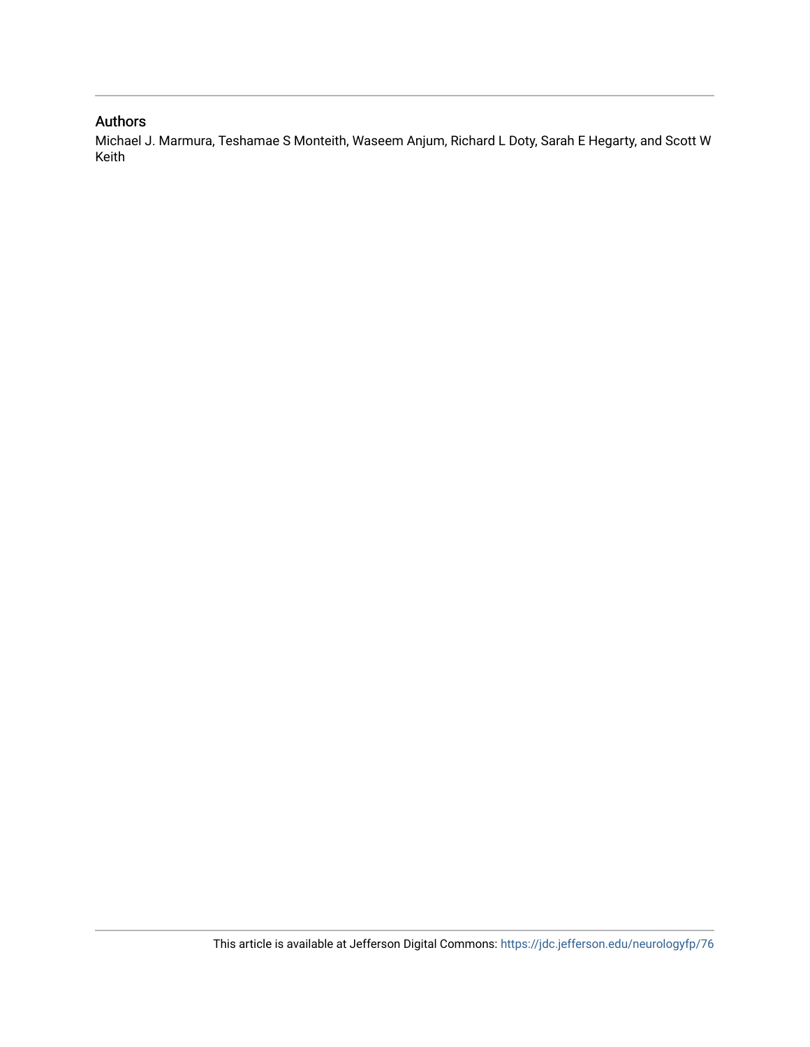## Authors

Michael J. Marmura, Teshamae S Monteith, Waseem Anjum, Richard L Doty, Sarah E Hegarty, and Scott W Keith

This article is available at Jefferson Digital Commons: https://jdc.jefferson.edu/neurologyfp/76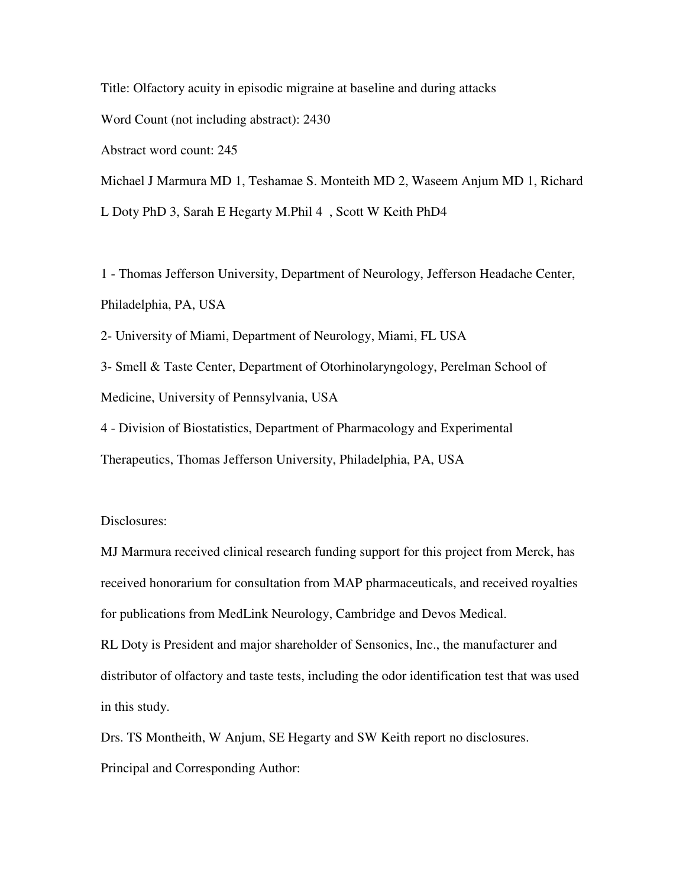Title: Olfactory acuity in episodic migraine at baseline and during attacks

Word Count (not including abstract): 2430

Abstract word count: 245

Michael J Marmura MD 1, Teshamae S. Monteith MD 2, Waseem Anjum MD 1, Richard L Doty PhD 3, Sarah E Hegarty M.Phil 4 , Scott W Keith PhD4

1 - Thomas Jefferson University, Department of Neurology, Jefferson Headache Center, Philadelphia, PA, USA

2- University of Miami, Department of Neurology, Miami, FL USA

3- Smell & Taste Center, Department of Otorhinolaryngology, Perelman School of Medicine, University of Pennsylvania, USA

4 - Division of Biostatistics, Department of Pharmacology and Experimental Therapeutics, Thomas Jefferson University, Philadelphia, PA, USA

Disclosures:

MJ Marmura received clinical research funding support for this project from Merck, has received honorarium for consultation from MAP pharmaceuticals, and received royalties for publications from MedLink Neurology, Cambridge and Devos Medical.

RL Doty is President and major shareholder of Sensonics, Inc., the manufacturer and distributor of olfactory and taste tests, including the odor identification test that was used in this study.

Drs. TS Montheith, W Anjum, SE Hegarty and SW Keith report no disclosures.

Principal and Corresponding Author: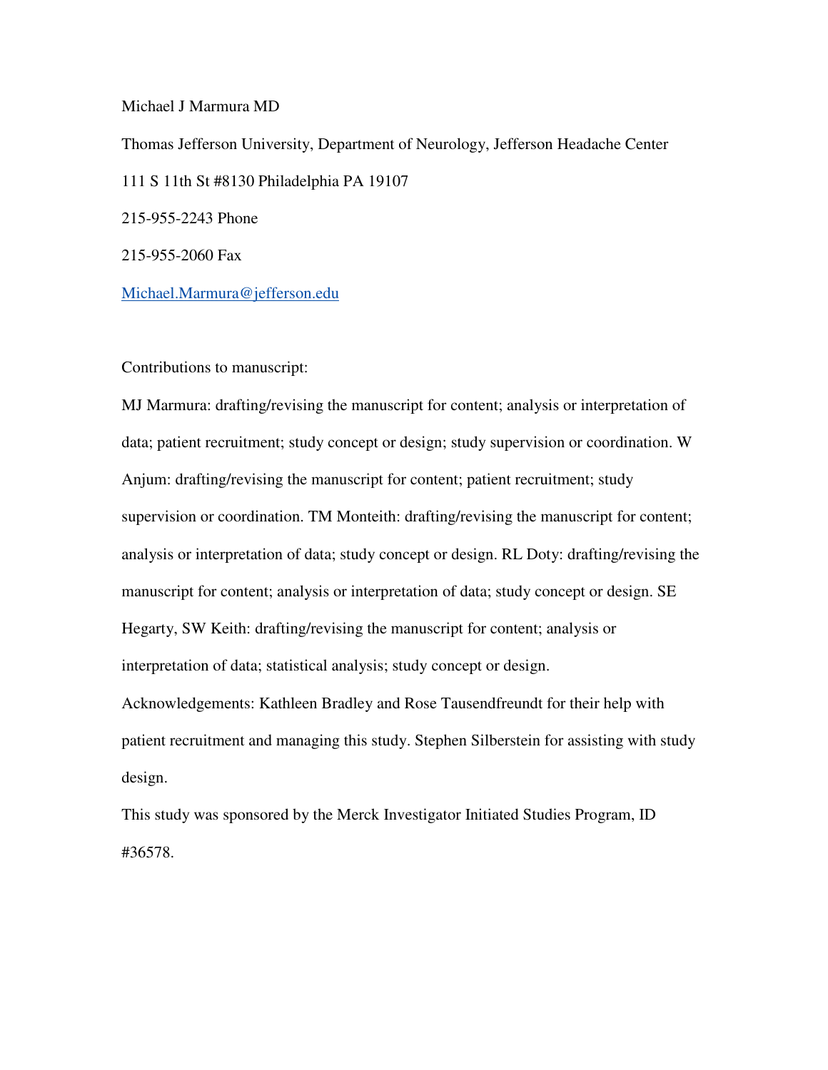Michael J Marmura MD

Thomas Jefferson University, Department of Neurology, Jefferson Headache Center

111 S 11th St #8130 Philadelphia PA 19107

215-955-2243 Phone

215-955-2060 Fax

Michael.Marmura@jefferson.edu

Contributions to manuscript:

MJ Marmura: drafting/revising the manuscript for content; analysis or interpretation of data; patient recruitment; study concept or design; study supervision or coordination. W Anjum: drafting/revising the manuscript for content; patient recruitment; study supervision or coordination. TM Monteith: drafting/revising the manuscript for content; analysis or interpretation of data; study concept or design. RL Doty: drafting/revising the manuscript for content; analysis or interpretation of data; study concept or design. SE Hegarty, SW Keith: drafting/revising the manuscript for content; analysis or interpretation of data; statistical analysis; study concept or design.

Acknowledgements: Kathleen Bradley and Rose Tausendfreundt for their help with patient recruitment and managing this study. Stephen Silberstein for assisting with study design.

This study was sponsored by the Merck Investigator Initiated Studies Program, ID #36578.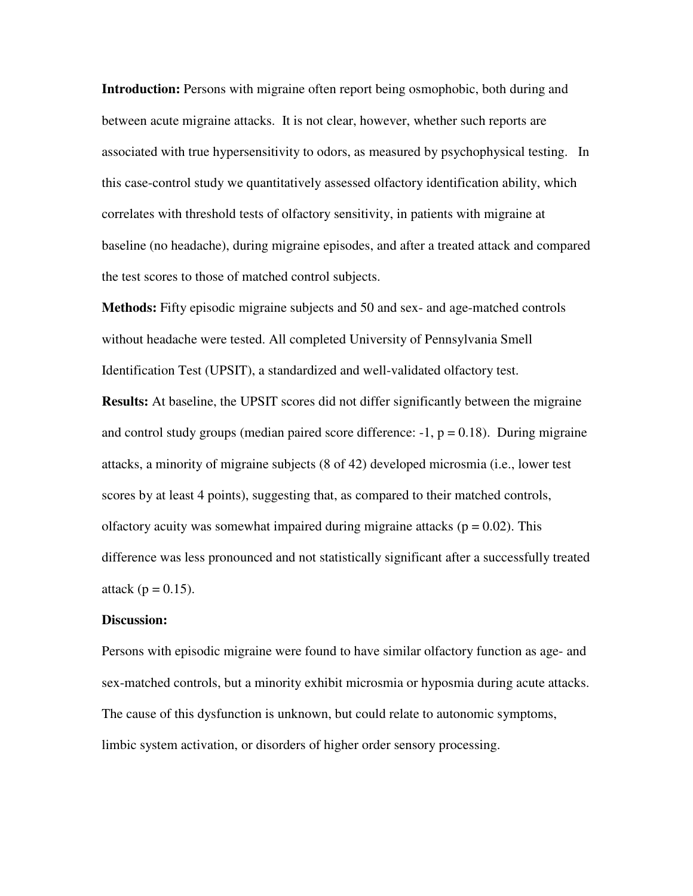**Introduction:** Persons with migraine often report being osmophobic, both during and between acute migraine attacks. It is not clear, however, whether such reports are associated with true hypersensitivity to odors, as measured by psychophysical testing. In this case-control study we quantitatively assessed olfactory identification ability, which correlates with threshold tests of olfactory sensitivity, in patients with migraine at baseline (no headache), during migraine episodes, and after a treated attack and compared the test scores to those of matched control subjects.

**Methods:** Fifty episodic migraine subjects and 50 and sex- and age-matched controls without headache were tested. All completed University of Pennsylvania Smell Identification Test (UPSIT), a standardized and well-validated olfactory test.

**Results:** At baseline, the UPSIT scores did not differ significantly between the migraine and control study groups (median paired score difference: -1, $p = 0.18$). During migraine attacks, a minority of migraine subjects (8 of 42) developed microsmia (i.e., lower test scores by at least 4 points), suggesting that, as compared to their matched controls, olfactory acuity was somewhat impaired during migraine attacks ($p = 0.02$). This difference was less pronounced and not statistically significant after a successfully treated attack ($p = 0.15$).

**Discussion:**

Persons with episodic migraine were found to have similar olfactory function as age- and sex-matched controls, but a minority exhibit microsmia or hyposmia during acute attacks. The cause of this dysfunction is unknown, but could relate to autonomic symptoms, limbic system activation, or disorders of higher order sensory processing.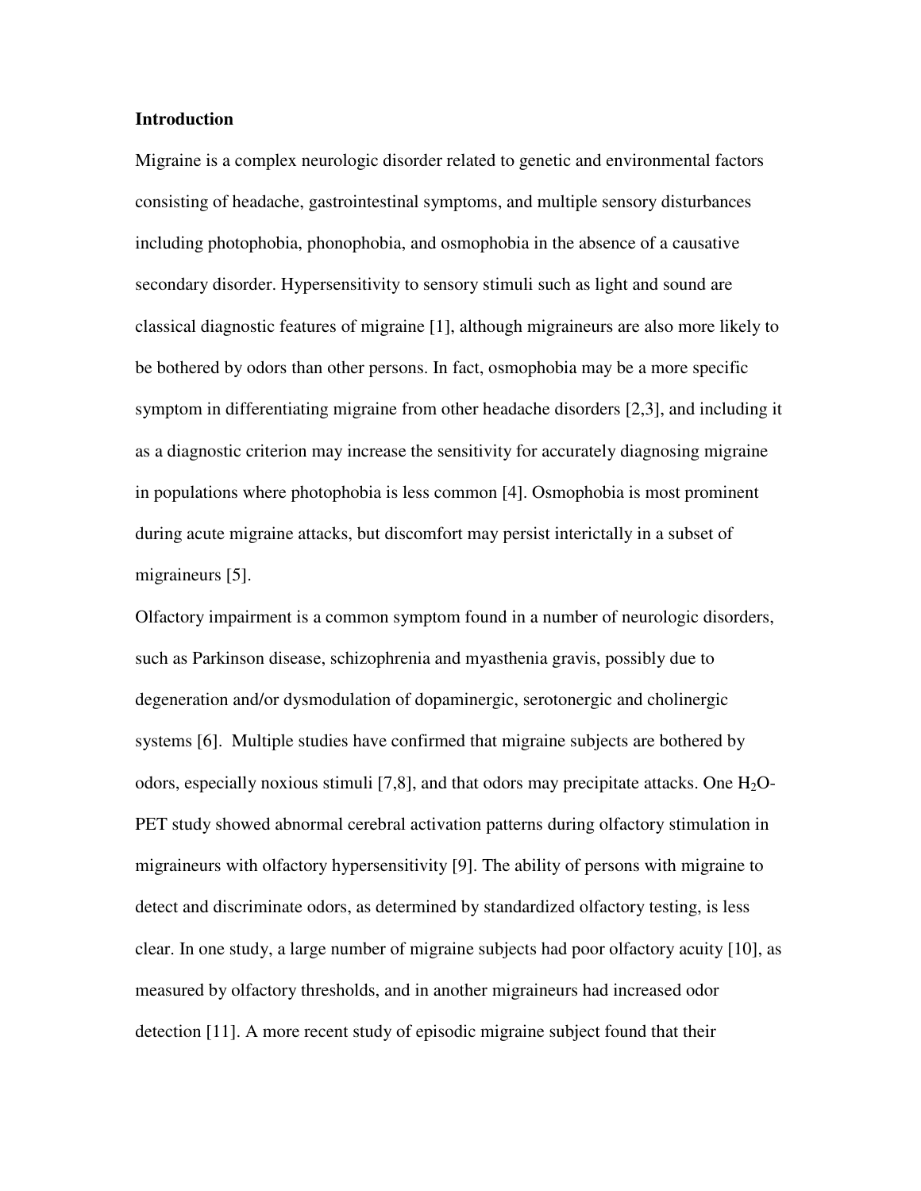## Introduction

Migraine is a complex neurologic disorder related to genetic and environmental factors consisting of headache, gastrointestinal symptoms, and multiple sensory disturbances including photophobia, phonophobia, and osmophobia in the absence of a causative secondary disorder. Hypersensitivity to sensory stimuli such as light and sound are classical diagnostic features of migraine [1], although migraineurs are also more likely to be bothered by odors than other persons. In fact, osmophobia may be a more specific symptom in differentiating migraine from other headache disorders [2,3], and including it as a diagnostic criterion may increase the sensitivity for accurately diagnosing migraine in populations where photophobia is less common [4]. Osmophobia is most prominent during acute migraine attacks, but discomfort may persist interictally in a subset of migraineurs [5].

Olfactory impairment is a common symptom found in a number of neurologic disorders, such as Parkinson disease, schizophrenia and myasthenia gravis, possibly due to degeneration and/or dysmodulation of dopaminergic, serotonergic and cholinergic systems [6]. Multiple studies have confirmed that migraine subjects are bothered by odors, especially noxious stimuli [7,8], and that odors may precipitate attacks. One $H_2O$-PET study showed abnormal cerebral activation patterns during olfactory stimulation in migraineurs with olfactory hypersensitivity [9]. The ability of persons with migraine to detect and discriminate odors, as determined by standardized olfactory testing, is less clear. In one study, a large number of migraine subjects had poor olfactory acuity [10], as measured by olfactory thresholds, and in another migraineurs had increased odor detection [11]. A more recent study of episodic migraine subject found that their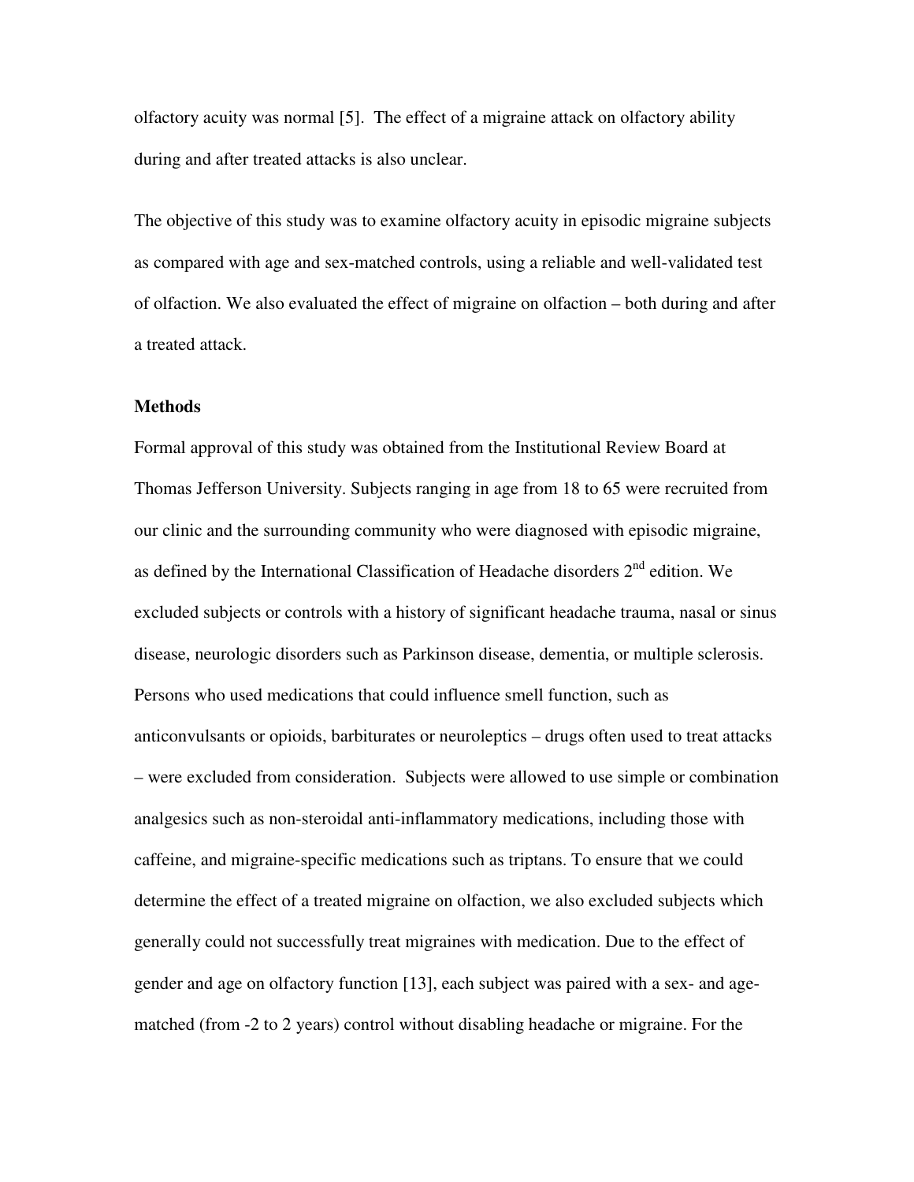olfactory acuity was normal [5]. The effect of a migraine attack on olfactory ability during and after treated attacks is also unclear.

The objective of this study was to examine olfactory acuity in episodic migraine subjects as compared with age and sex-matched controls, using a reliable and well-validated test of olfaction. We also evaluated the effect of migraine on olfaction – both during and after a treated attack.

## Methods

Formal approval of this study was obtained from the Institutional Review Board at Thomas Jefferson University. Subjects ranging in age from 18 to 65 were recruited from our clinic and the surrounding community who were diagnosed with episodic migraine, as defined by the International Classification of Headache disorders 2nd edition. We excluded subjects or controls with a history of significant headache trauma, nasal or sinus disease, neurologic disorders such as Parkinson disease, dementia, or multiple sclerosis. Persons who used medications that could influence smell function, such as anticonvulsants or opioids, barbiturates or neuroleptics – drugs often used to treat attacks – were excluded from consideration. Subjects were allowed to use simple or combination analgesics such as non-steroidal anti-inflammatory medications, including those with caffeine, and migraine-specific medications such as triptans. To ensure that we could determine the effect of a treated migraine on olfaction, we also excluded subjects which generally could not successfully treat migraines with medication. Due to the effect of gender and age on olfactory function [13], each subject was paired with a sex- and age-matched (from -2 to 2 years) control without disabling headache or migraine. For the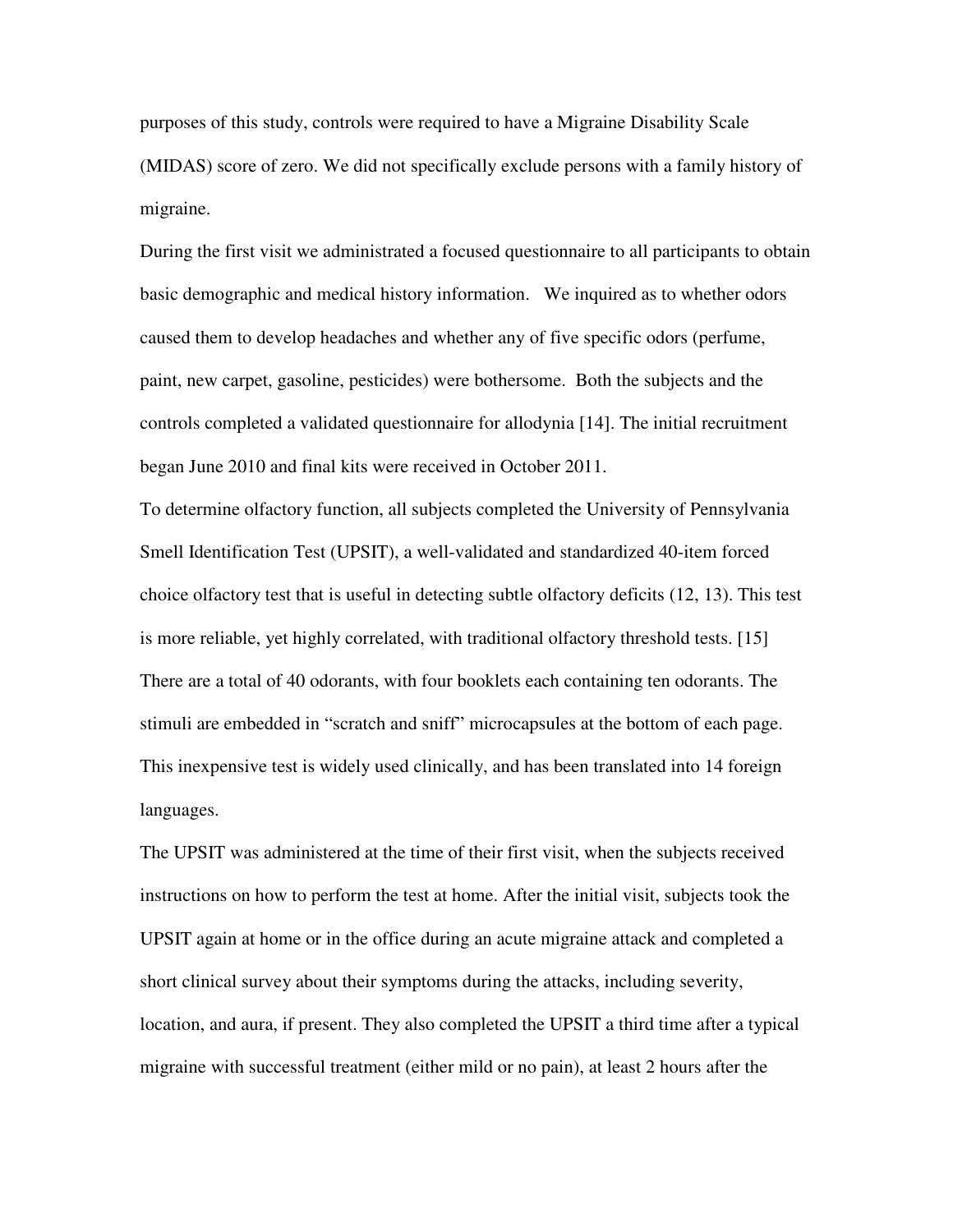purposes of this study, controls were required to have a Migraine Disability Scale (MIDAS) score of zero. We did not specifically exclude persons with a family history of migraine.

During the first visit we administrated a focused questionnaire to all participants to obtain basic demographic and medical history information. We inquired as to whether odors caused them to develop headaches and whether any of five specific odors (perfume, paint, new carpet, gasoline, pesticides) were bothersome. Both the subjects and the controls completed a validated questionnaire for allodynia [14]. The initial recruitment began June 2010 and final kits were received in October 2011.

To determine olfactory function, all subjects completed the University of Pennsylvania Smell Identification Test (UPSIT), a well-validated and standardized 40-item forced choice olfactory test that is useful in detecting subtle olfactory deficits (12, 13). This test is more reliable, yet highly correlated, with traditional olfactory threshold tests. [15] There are a total of 40 odorants, with four booklets each containing ten odorants. The stimuli are embedded in "scratch and sniff" microcapsules at the bottom of each page. This inexpensive test is widely used clinically, and has been translated into 14 foreign languages.

The UPSIT was administered at the time of their first visit, when the subjects received instructions on how to perform the test at home. After the initial visit, subjects took the UPSIT again at home or in the office during an acute migraine attack and completed a short clinical survey about their symptoms during the attacks, including severity, location, and aura, if present. They also completed the UPSIT a third time after a typical migraine with successful treatment (either mild or no pain), at least 2 hours after the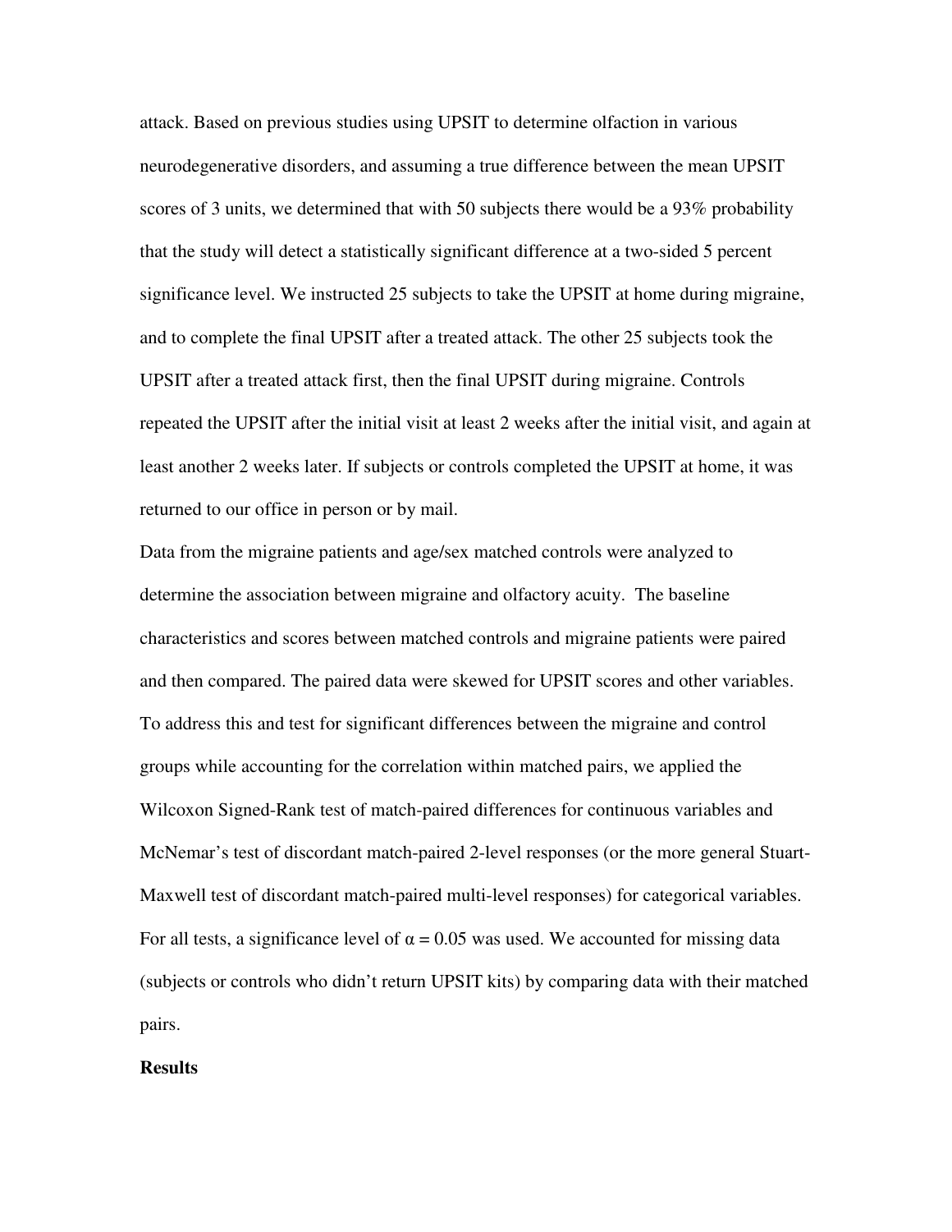attack. Based on previous studies using UPSIT to determine olfaction in various neurodegenerative disorders, and assuming a true difference between the mean UPSIT scores of 3 units, we determined that with 50 subjects there would be a 93% probability that the study will detect a statistically significant difference at a two-sided 5 percent significance level. We instructed 25 subjects to take the UPSIT at home during migraine, and to complete the final UPSIT after a treated attack. The other 25 subjects took the UPSIT after a treated attack first, then the final UPSIT during migraine. Controls repeated the UPSIT after the initial visit at least 2 weeks after the initial visit, and again at least another 2 weeks later. If subjects or controls completed the UPSIT at home, it was returned to our office in person or by mail.

Data from the migraine patients and age/sex matched controls were analyzed to determine the association between migraine and olfactory acuity. The baseline characteristics and scores between matched controls and migraine patients were paired and then compared. The paired data were skewed for UPSIT scores and other variables. To address this and test for significant differences between the migraine and control groups while accounting for the correlation within matched pairs, we applied the Wilcoxon Signed-Rank test of match-paired differences for continuous variables and McNemar's test of discordant match-paired 2-level responses (or the more general Stuart-Maxwell test of discordant match-paired multi-level responses) for categorical variables. For all tests, a significance level of $\alpha = 0.05$ was used. We accounted for missing data (subjects or controls who didn't return UPSIT kits) by comparing data with their matched pairs.

**Results**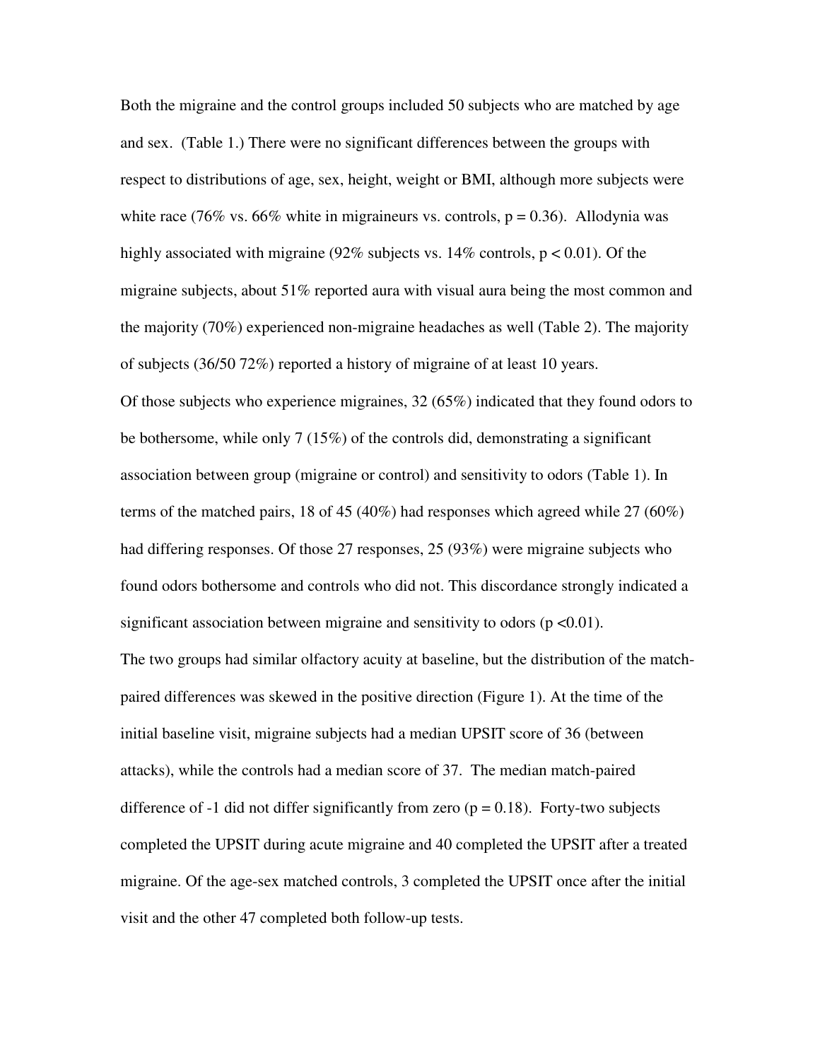Both the migraine and the control groups included 50 subjects who are matched by age and sex. (Table 1.) There were no significant differences between the groups with respect to distributions of age, sex, height, weight or BMI, although more subjects were white race (76% vs. 66% white in migraineurs vs. controls, $p = 0.36$). Allodynia was highly associated with migraine (92% subjects vs. 14% controls, $p < 0.01$). Of the migraine subjects, about 51% reported aura with visual aura being the most common and the majority (70%) experienced non-migraine headaches as well (Table 2). The majority of subjects (36/50 72%) reported a history of migraine of at least 10 years.

Of those subjects who experience migraines, 32 (65%) indicated that they found odors to be bothersome, while only 7 (15%) of the controls did, demonstrating a significant association between group (migraine or control) and sensitivity to odors (Table 1). In terms of the matched pairs, 18 of 45 (40%) had responses which agreed while 27 (60%) had differing responses. Of those 27 responses, 25 (93%) were migraine subjects who found odors bothersome and controls who did not. This discordance strongly indicated a significant association between migraine and sensitivity to odors ($p < 0.01$).

The two groups had similar olfactory acuity at baseline, but the distribution of the match-paired differences was skewed in the positive direction (Figure 1). At the time of the initial baseline visit, migraine subjects had a median UPSIT score of 36 (between attacks), while the controls had a median score of 37. The median match-paired difference of -1 did not differ significantly from zero ($p = 0.18$). Forty-two subjects completed the UPSIT during acute migraine and 40 completed the UPSIT after a treated migraine. Of the age-sex matched controls, 3 completed the UPSIT once after the initial visit and the other 47 completed both follow-up tests.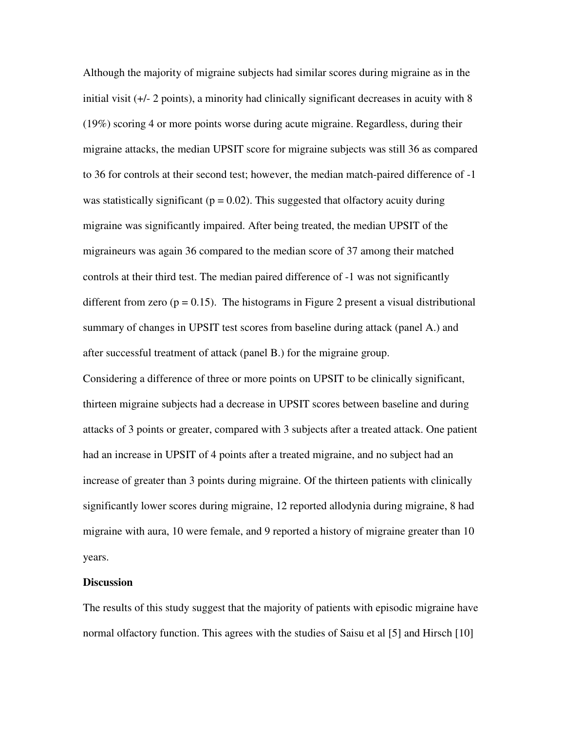Although the majority of migraine subjects had similar scores during migraine as in the initial visit (+/- 2 points), a minority had clinically significant decreases in acuity with 8 (19%) scoring 4 or more points worse during acute migraine. Regardless, during their migraine attacks, the median UPSIT score for migraine subjects was still 36 as compared to 36 for controls at their second test; however, the median match-paired difference of -1 was statistically significant ($p = 0.02$). This suggested that olfactory acuity during migraine was significantly impaired. After being treated, the median UPSIT of the migraineurs was again 36 compared to the median score of 37 among their matched controls at their third test. The median paired difference of -1 was not significantly different from zero ($p = 0.15$). The histograms in Figure 2 present a visual distributional summary of changes in UPSIT test scores from baseline during attack (panel A.) and after successful treatment of attack (panel B.) for the migraine group.

Considering a difference of three or more points on UPSIT to be clinically significant, thirteen migraine subjects had a decrease in UPSIT scores between baseline and during attacks of 3 points or greater, compared with 3 subjects after a treated attack. One patient had an increase in UPSIT of 4 points after a treated migraine, and no subject had an increase of greater than 3 points during migraine. Of the thirteen patients with clinically significantly lower scores during migraine, 12 reported allodynia during migraine, 8 had migraine with aura, 10 were female, and 9 reported a history of migraine greater than 10 years.

**Discussion**

The results of this study suggest that the majority of patients with episodic migraine have normal olfactory function. This agrees with the studies of Saisu et al [5] and Hirsch [10]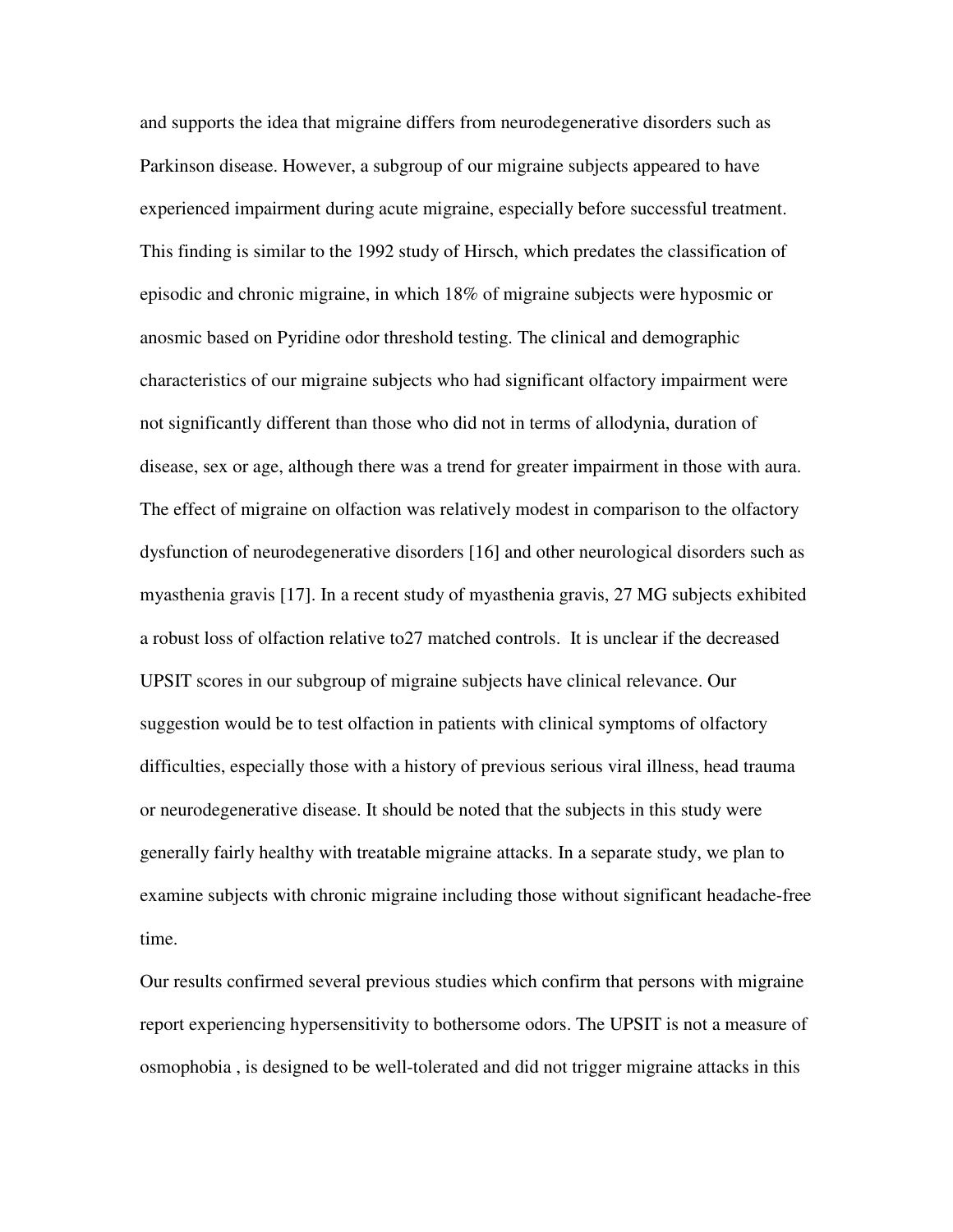and supports the idea that migraine differs from neurodegenerative disorders such as Parkinson disease. However, a subgroup of our migraine subjects appeared to have experienced impairment during acute migraine, especially before successful treatment. This finding is similar to the 1992 study of Hirsch, which predates the classification of episodic and chronic migraine, in which 18% of migraine subjects were hyposmic or anosmic based on Pyridine odor threshold testing. The clinical and demographic characteristics of our migraine subjects who had significant olfactory impairment were not significantly different than those who did not in terms of allodynia, duration of disease, sex or age, although there was a trend for greater impairment in those with aura. The effect of migraine on olfaction was relatively modest in comparison to the olfactory dysfunction of neurodegenerative disorders [16] and other neurological disorders such as myasthenia gravis [17]. In a recent study of myasthenia gravis, 27 MG subjects exhibited a robust loss of olfaction relative to27 matched controls.  It is unclear if the decreased UPSIT scores in our subgroup of migraine subjects have clinical relevance. Our suggestion would be to test olfaction in patients with clinical symptoms of olfactory difficulties, especially those with a history of previous serious viral illness, head trauma or neurodegenerative disease. It should be noted that the subjects in this study were generally fairly healthy with treatable migraine attacks. In a separate study, we plan to examine subjects with chronic migraine including those without significant headache-free time.

Our results confirmed several previous studies which confirm that persons with migraine report experiencing hypersensitivity to bothersome odors. The UPSIT is not a measure of osmophobia , is designed to be well-tolerated and did not trigger migraine attacks in this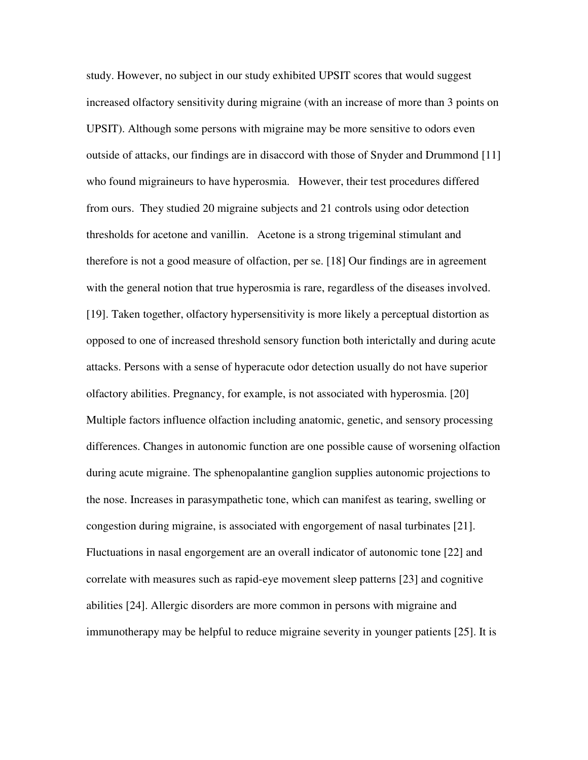study. However, no subject in our study exhibited UPSIT scores that would suggest increased olfactory sensitivity during migraine (with an increase of more than 3 points on UPSIT). Although some persons with migraine may be more sensitive to odors even outside of attacks, our findings are in disaccord with those of Snyder and Drummond [11] who found migraineurs to have hyperosmia. However, their test procedures differed from ours. They studied 20 migraine subjects and 21 controls using odor detection thresholds for acetone and vanillin. Acetone is a strong trigeminal stimulant and therefore is not a good measure of olfaction, per se. [18] Our findings are in agreement with the general notion that true hyperosmia is rare, regardless of the diseases involved. [19]. Taken together, olfactory hypersensitivity is more likely a perceptual distortion as opposed to one of increased threshold sensory function both interictally and during acute attacks. Persons with a sense of hyperacute odor detection usually do not have superior olfactory abilities. Pregnancy, for example, is not associated with hyperosmia. [20] Multiple factors influence olfaction including anatomic, genetic, and sensory processing differences. Changes in autonomic function are one possible cause of worsening olfaction during acute migraine. The sphenopalantine ganglion supplies autonomic projections to the nose. Increases in parasympathetic tone, which can manifest as tearing, swelling or congestion during migraine, is associated with engorgement of nasal turbinates [21]. Fluctuations in nasal engorgement are an overall indicator of autonomic tone [22] and correlate with measures such as rapid-eye movement sleep patterns [23] and cognitive abilities [24]. Allergic disorders are more common in persons with migraine and immunotherapy may be helpful to reduce migraine severity in younger patients [25]. It is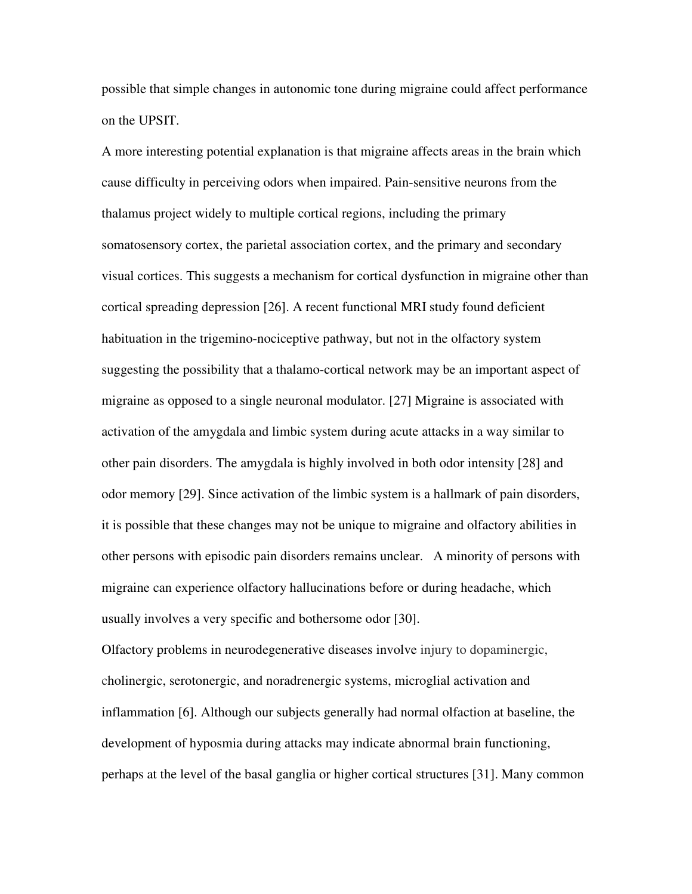possible that simple changes in autonomic tone during migraine could affect performance on the UPSIT.

A more interesting potential explanation is that migraine affects areas in the brain which cause difficulty in perceiving odors when impaired. Pain-sensitive neurons from the thalamus project widely to multiple cortical regions, including the primary somatosensory cortex, the parietal association cortex, and the primary and secondary visual cortices. This suggests a mechanism for cortical dysfunction in migraine other than cortical spreading depression [26]. A recent functional MRI study found deficient habituation in the trigemino-nociceptive pathway, but not in the olfactory system suggesting the possibility that a thalamo-cortical network may be an important aspect of migraine as opposed to a single neuronal modulator. [27] Migraine is associated with activation of the amygdala and limbic system during acute attacks in a way similar to other pain disorders. The amygdala is highly involved in both odor intensity [28] and odor memory [29]. Since activation of the limbic system is a hallmark of pain disorders, it is possible that these changes may not be unique to migraine and olfactory abilities in other persons with episodic pain disorders remains unclear.   A minority of persons with migraine can experience olfactory hallucinations before or during headache, which usually involves a very specific and bothersome odor [30].

Olfactory problems in neurodegenerative diseases involve injury to dopaminergic, cholinergic, serotonergic, and noradrenergic systems, microglial activation and inflammation [6]. Although our subjects generally had normal olfaction at baseline, the development of hyposmia during attacks may indicate abnormal brain functioning, perhaps at the level of the basal ganglia or higher cortical structures [31]. Many common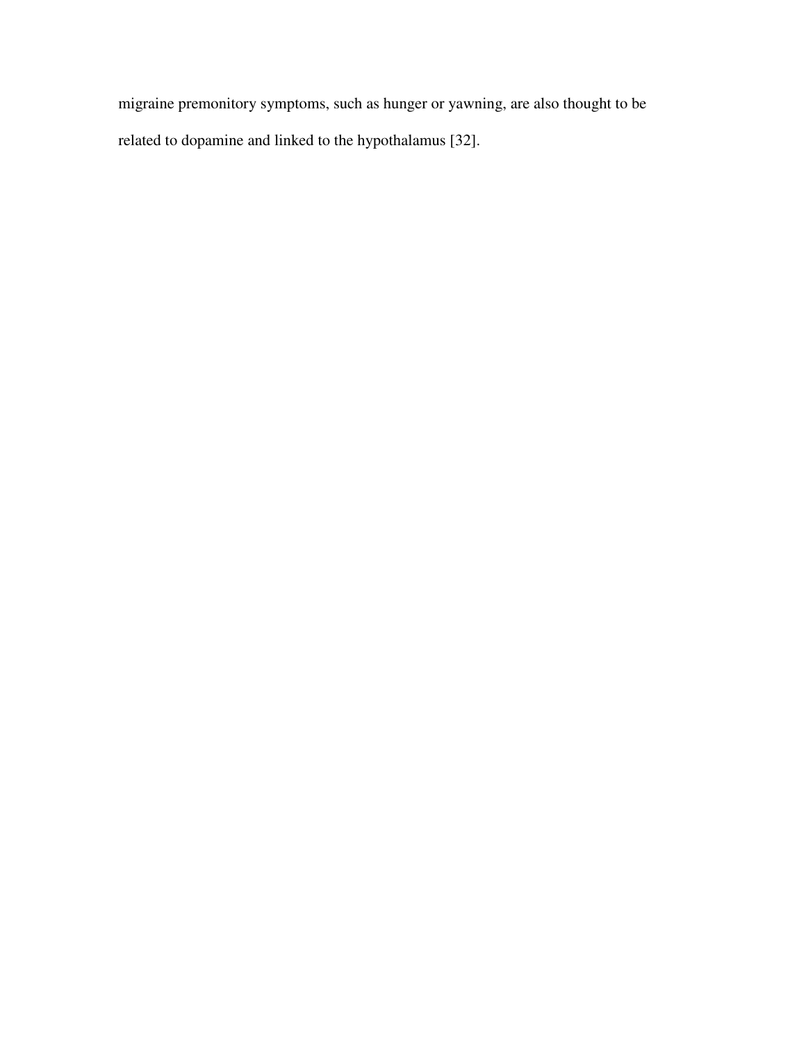migraine premonitory symptoms, such as hunger or yawning, are also thought to be related to dopamine and linked to the hypothalamus [32].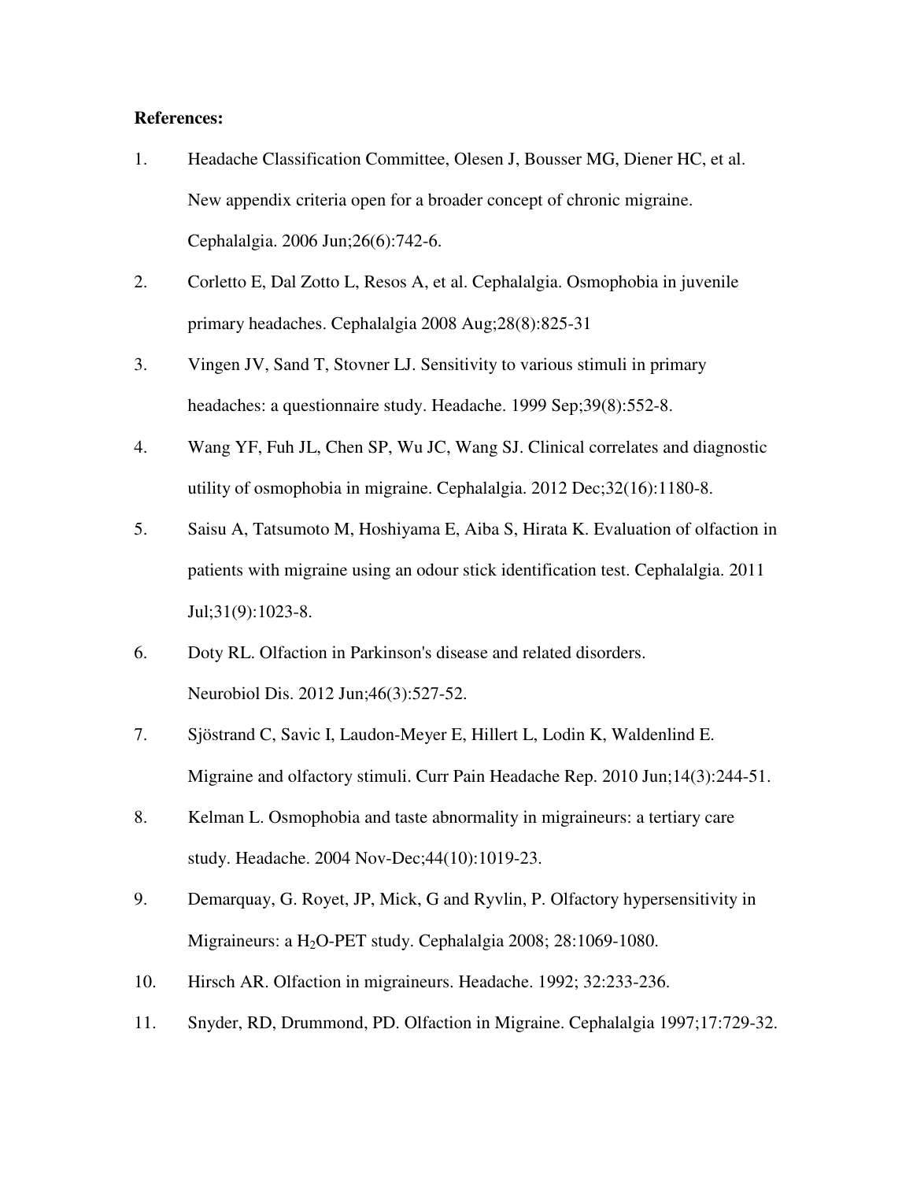**References:**

1. Headache Classification Committee, Olesen J, Bousser MG, Diener HC, et al. New appendix criteria open for a broader concept of chronic migraine. Cephalalgia. 2006 Jun;26(6):742-6.
2. Corletto E, Dal Zotto L, Resos A, et al. Cephalalgia. Osmophobia in juvenile primary headaches. Cephalalgia 2008 Aug;28(8):825-31
3. Vingen JV, Sand T, Stovner LJ. Sensitivity to various stimuli in primary headaches: a questionnaire study. Headache. 1999 Sep;39(8):552-8.
4. Wang YF, Fuh JL, Chen SP, Wu JC, Wang SJ. Clinical correlates and diagnostic utility of osmophobia in migraine. Cephalalgia. 2012 Dec;32(16):1180-8.
5. Saisu A, Tatsumoto M, Hoshiyama E, Aiba S, Hirata K. Evaluation of olfaction in patients with migraine using an odour stick identification test. Cephalalgia. 2011 Jul;31(9):1023-8.
6. Doty RL. Olfaction in Parkinson's disease and related disorders. Neurobiol Dis. 2012 Jun;46(3):527-52.
7. Sjöstrand C, Savic I, Laudon-Meyer E, Hillert L, Lodin K, Waldenlind E. Migraine and olfactory stimuli. Curr Pain Headache Rep. 2010 Jun;14(3):244-51.
8. Kelman L. Osmophobia and taste abnormality in migraineurs: a tertiary care study. Headache. 2004 Nov-Dec;44(10):1019-23.
9. Demarquay, G. Royet, JP, Mick, G and Ryvlin, P. Olfactory hypersensitivity in Migraineurs: a $H_2O$-PET study. Cephalalgia 2008; 28:1069-1080.
10. Hirsch AR. Olfaction in migraineurs. Headache. 1992; 32:233-236.
11. Snyder, RD, Drummond, PD. Olfaction in Migraine. Cephalalgia 1997;17:729-32.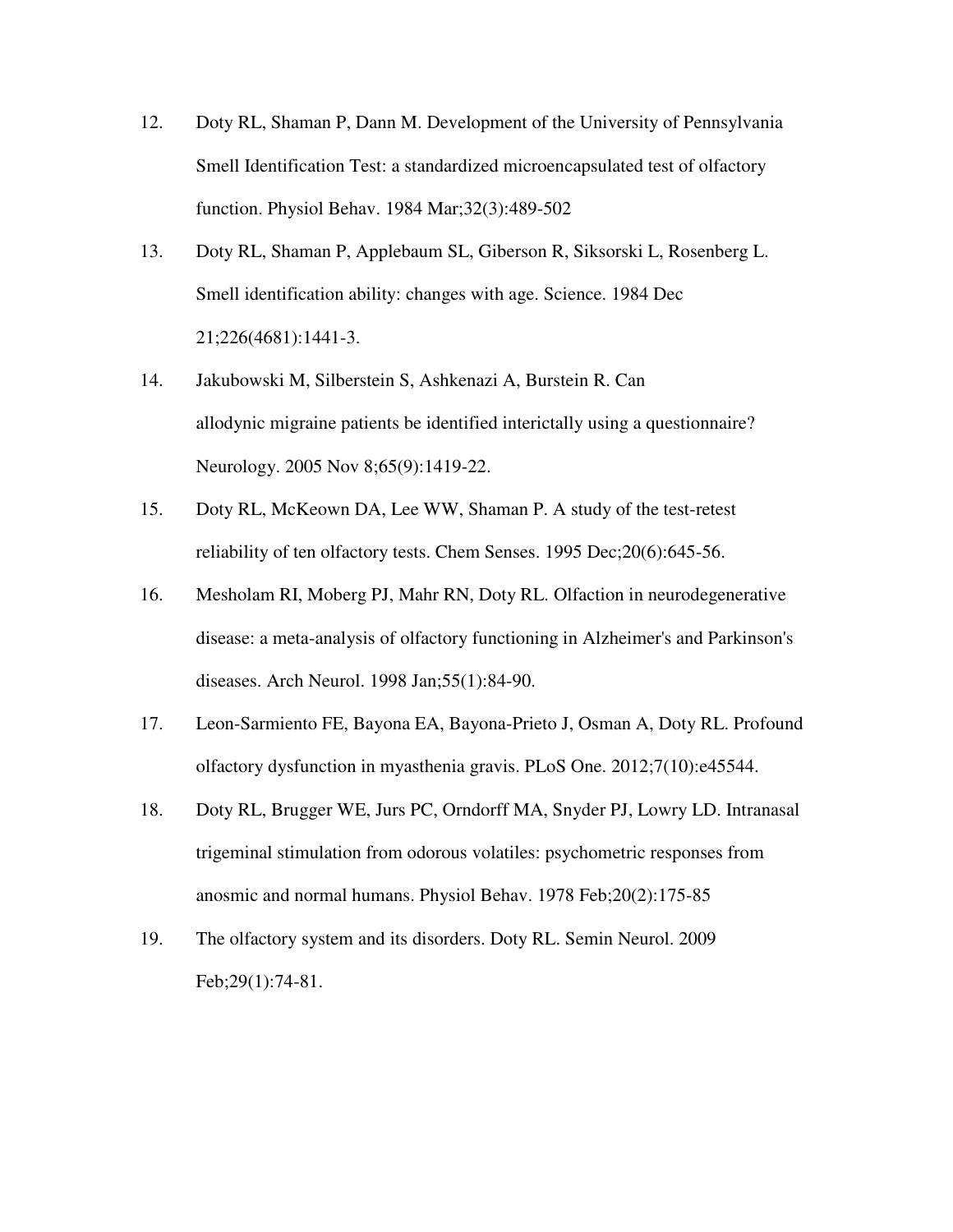12. Doty RL, Shaman P, Dann M. Development of the University of Pennsylvania Smell Identification Test: a standardized microencapsulated test of olfactory function. Physiol Behav. 1984 Mar;32(3):489-502

13. Doty RL, Shaman P, Applebaum SL, Giberson R, Siksorski L, Rosenberg L. Smell identification ability: changes with age. Science. 1984 Dec 21;226(4681):1441-3.

14. Jakubowski M, Silberstein S, Ashkenazi A, Burstein R. Can allodynic migraine patients be identified interictally using a questionnaire? Neurology. 2005 Nov 8;65(9):1419-22.

15. Doty RL, McKeown DA, Lee WW, Shaman P. A study of the test-retest reliability of ten olfactory tests. Chem Senses. 1995 Dec;20(6):645-56.

16. Mesholam RI, Moberg PJ, Mahr RN, Doty RL. Olfaction in neurodegenerative disease: a meta-analysis of olfactory functioning in Alzheimer's and Parkinson's diseases. Arch Neurol. 1998 Jan;55(1):84-90.

17. Leon-Sarmiento FE, Bayona EA, Bayona-Prieto J, Osman A, Doty RL. Profound olfactory dysfunction in myasthenia gravis. PLoS One. 2012;7(10):e45544.

18. Doty RL, Brugger WE, Jurs PC, Orndorff MA, Snyder PJ, Lowry LD. Intranasal trigeminal stimulation from odorous volatiles: psychometric responses from anosmic and normal humans. Physiol Behav. 1978 Feb;20(2):175-85

19. The olfactory system and its disorders. Doty RL. Semin Neurol. 2009 Feb;29(1):74-81.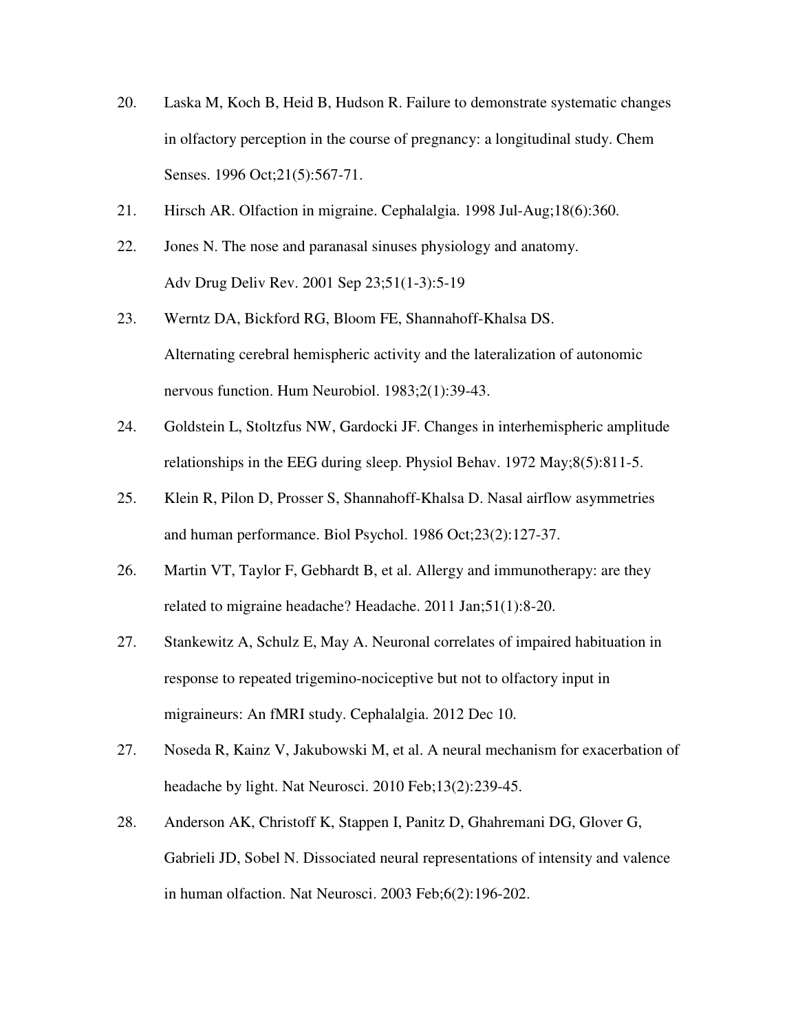20. Laska M, Koch B, Heid B, Hudson R. Failure to demonstrate systematic changes in olfactory perception in the course of pregnancy: a longitudinal study. Chem Senses. 1996 Oct;21(5):567-71.

21. Hirsch AR. Olfaction in migraine. Cephalalgia. 1998 Jul-Aug;18(6):360.

22. Jones N. The nose and paranasal sinuses physiology and anatomy. Adv Drug Deliv Rev. 2001 Sep 23;51(1-3):5-19

23. Werntz DA, Bickford RG, Bloom FE, Shannahoff-Khalsa DS. Alternating cerebral hemispheric activity and the lateralization of autonomic nervous function. Hum Neurobiol. 1983;2(1):39-43.

24. Goldstein L, Stoltzfus NW, Gardocki JF. Changes in interhemispheric amplitude relationships in the EEG during sleep. Physiol Behav. 1972 May;8(5):811-5.

25. Klein R, Pilon D, Prosser S, Shannahoff-Khalsa D. Nasal airflow asymmetries and human performance. Biol Psychol. 1986 Oct;23(2):127-37.

26. Martin VT, Taylor F, Gebhardt B, et al. Allergy and immunotherapy: are they related to migraine headache? Headache. 2011 Jan;51(1):8-20.

27. Stankewitz A, Schulz E, May A. Neuronal correlates of impaired habituation in response to repeated trigemino-nociceptive but not to olfactory input in migraineurs: An fMRI study. Cephalalgia. 2012 Dec 10.

27. Noseda R, Kainz V, Jakubowski M, et al. A neural mechanism for exacerbation of headache by light. Nat Neurosci. 2010 Feb;13(2):239-45.

28. Anderson AK, Christoff K, Stappen I, Panitz D, Ghahremani DG, Glover G, Gabrieli JD, Sobel N. Dissociated neural representations of intensity and valence in human olfaction. Nat Neurosci. 2003 Feb;6(2):196-202.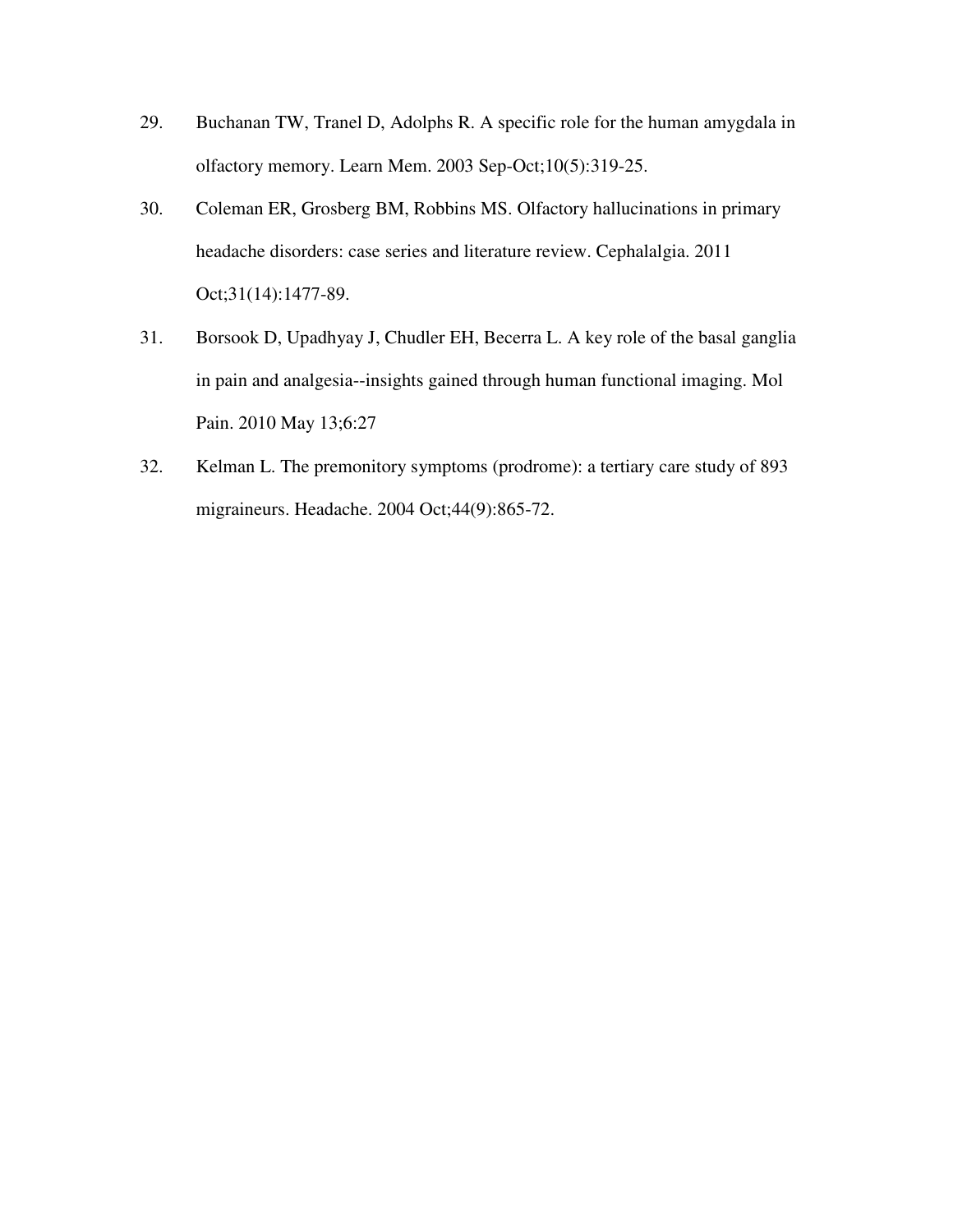29. Buchanan TW, Tranel D, Adolphs R. A specific role for the human amygdala in olfactory memory. Learn Mem. 2003 Sep-Oct;10(5):319-25.

30. Coleman ER, Grosberg BM, Robbins MS. Olfactory hallucinations in primary headache disorders: case series and literature review. Cephalalgia. 2011 Oct;31(14):1477-89.

31. Borsook D, Upadhyay J, Chudler EH, Becerra L. A key role of the basal ganglia in pain and analgesia--insights gained through human functional imaging. Mol Pain. 2010 May 13;6:27

32. Kelman L. The premonitory symptoms (prodrome): a tertiary care study of 893 migraineurs. Headache. 2004 Oct;44(9):865-72.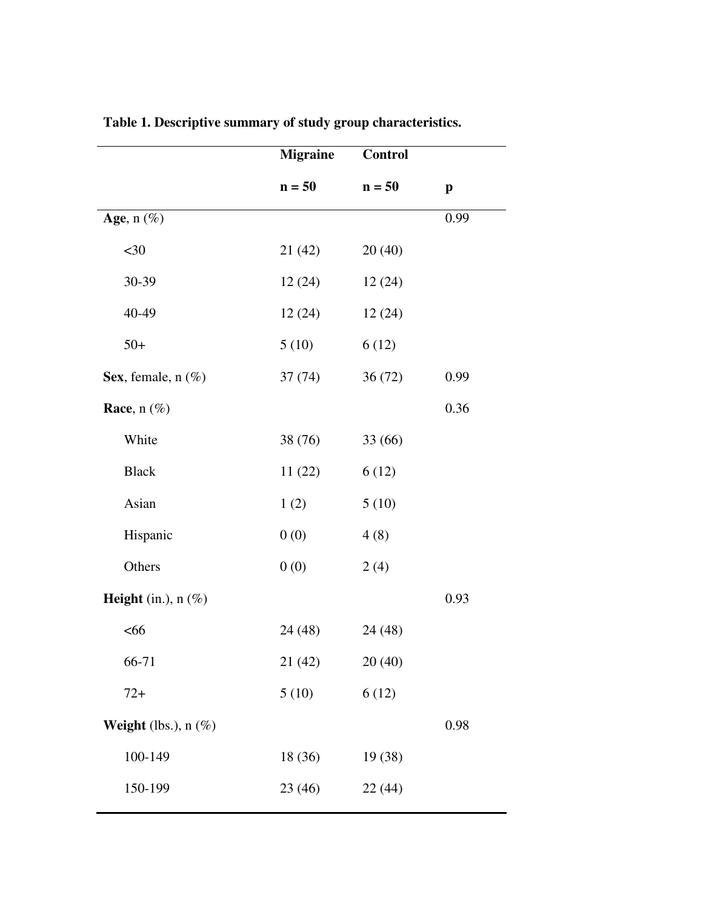**Table 1. Descriptive summary of study group characteristics.**

| | Migraine<br>n = 50 | Control<br>n = 50 | p |
|---|---|---|---|
| **Age**, n (%) | | | 0.99 |
| <30 | 21 (42) | 20 (40) | |
| 30-39 | 12 (24) | 12 (24) | |
| 40-49 | 12 (24) | 12 (24) | |
| 50+ | 5 (10) | 6 (12) | |
| **Sex**, female, n (%) | 37 (74) | 36 (72) | 0.99 |
| **Race**, n (%) | | | 0.36 |
| White | 38 (76) | 33 (66) | |
| Black | 11 (22) | 6 (12) | |
| Asian | 1 (2) | 5 (10) | |
| Hispanic | 0 (0) | 4 (8) | |
| Others | 0 (0) | 2 (4) | |
| **Height** (in.), n (%) | | | 0.93 |
| <66 | 24 (48) | 24 (48) | |
| 66-71 | 21 (42) | 20 (40) | |
| 72+ | 5 (10) | 6 (12) | |
| **Weight** (lbs.), n (%) | | | 0.98 |
| 100-149 | 18 (36) | 19 (38) | |
| 150-199 | 23 (46) | 22 (44) | |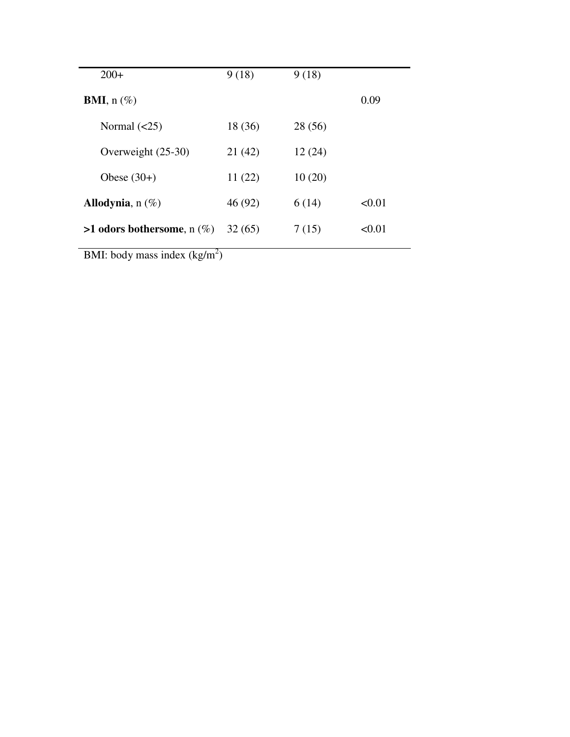| | | | |
|---|---|---|---|
| 200+ | 9 (18) | 9 (18) | |
| **BMI**, n (%) | | | 0.09 |
| Normal (<25) | 18 (36) | 28 (56) | |
| Overweight (25-30) | 21 (42) | 12 (24) | |
| Obese (30+) | 11 (22) | 10 (20) | |
| **Allodynia**, n (%) | 46 (92) | 6 (14) | <0.01 |
| **>1 odors bothersome**, n (%) | 32 (65) | 7 (15) | <0.01 |

BMI: body mass index ($kg/m^2$)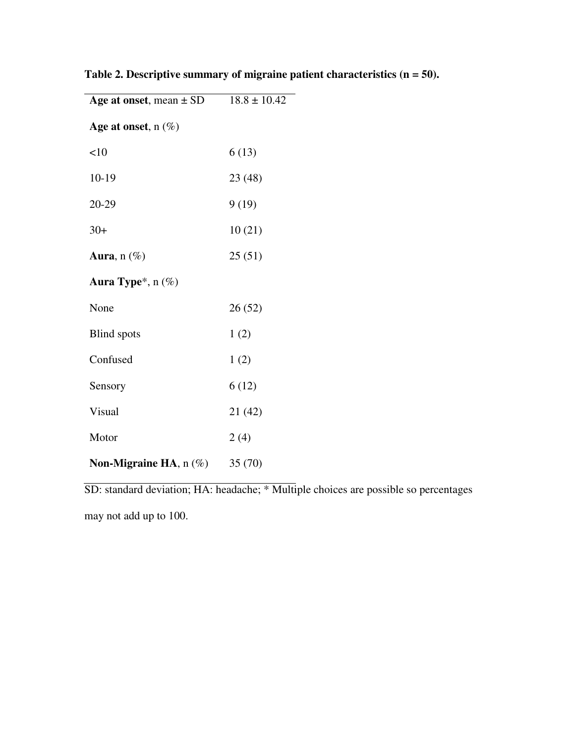**Table 2. Descriptive summary of migraine patient characteristics (n = 50).**

| | |
|---|---|
| **Age at onset**, mean ± SD | 18.8 ± 10.42 |
| **Age at onset**, n (%) | |
| <10 | 6 (13) |
| 10-19 | 23 (48) |
| 20-29 | 9 (19) |
| 30+ | 10 (21) |
| **Aura**, n (%) | 25 (51) |
| **Aura Type***, n (%) | |
| None | 26 (52) |
| Blind spots | 1 (2) |
| Confused | 1 (2) |
| Sensory | 6 (12) |
| Visual | 21 (42) |
| Motor | 2 (4) |
| **Non-Migraine HA**, n (%) | 35 (70) |

SD: standard deviation; HA: headache; * Multiple choices are possible so percentages may not add up to 100.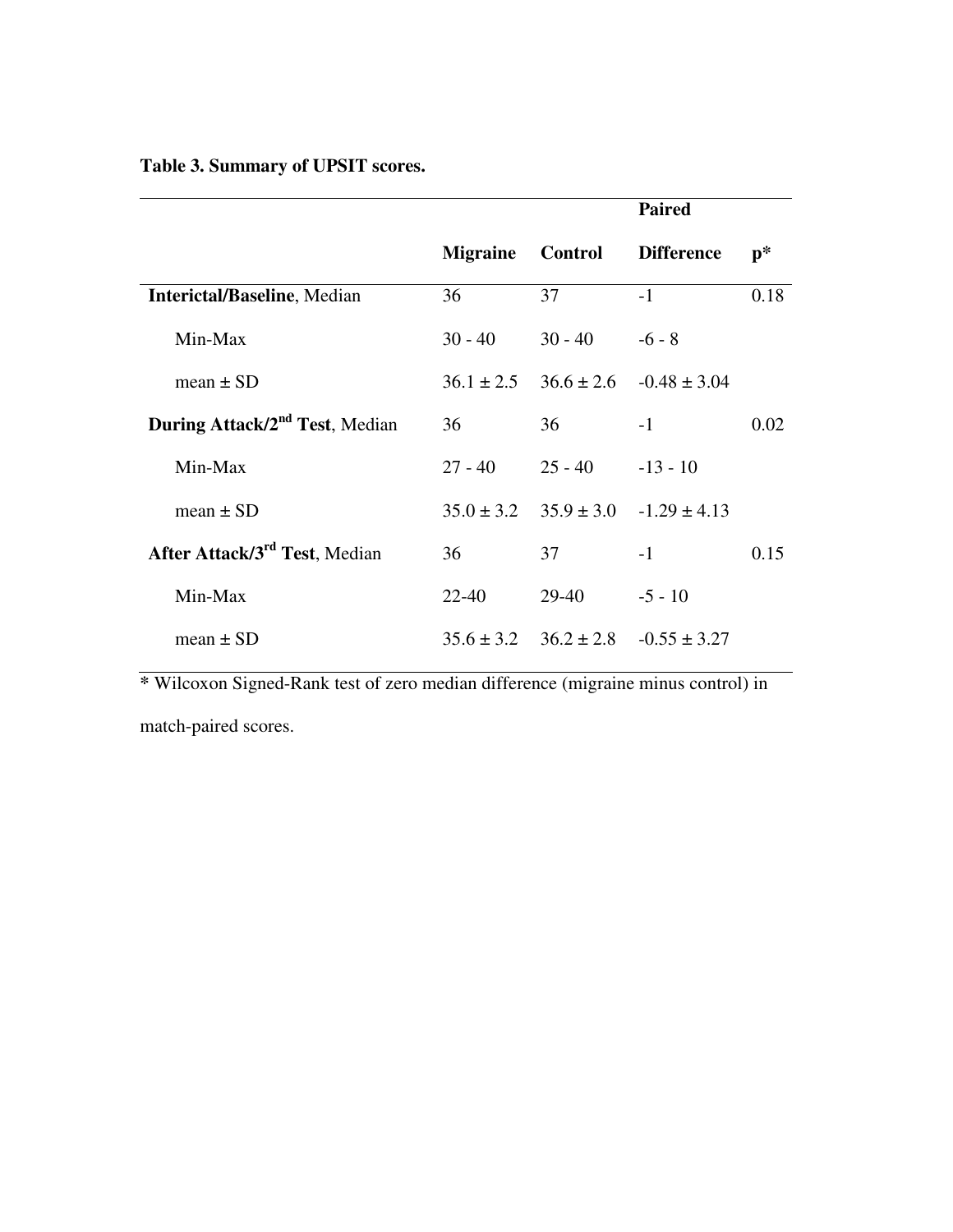**Table 3. Summary of UPSIT scores.**

| | Migraine | Control | Paired Difference | p* |
|---|---|---|---|---|
| **Interictal/Baseline**, Median | 36 | 37 | -1 | 0.18 |
| Min-Max | 30 - 40 | 30 - 40 | -6 - 8 | |
| mean ± SD | 36.1 ± 2.5 | 36.6 ± 2.6 | -0.48 ± 3.04 | |
| **During Attack/2nd Test**, Median | 36 | 36 | -1 | 0.02 |
| Min-Max | 27 - 40 | 25 - 40 | -13 - 10 | |
| mean ± SD | 35.0 ± 3.2 | 35.9 ± 3.0 | -1.29 ± 4.13 | |
| **After Attack/3rd Test**, Median | 36 | 37 | -1 | 0.15 |
| Min-Max | 22-40 | 29-40 | -5 - 10 | |
| mean ± SD | 35.6 ± 3.2 | 36.2 ± 2.8 | -0.55 ± 3.27 | |

**\*** Wilcoxon Signed-Rank test of zero median difference (migraine minus control) in match-paired scores.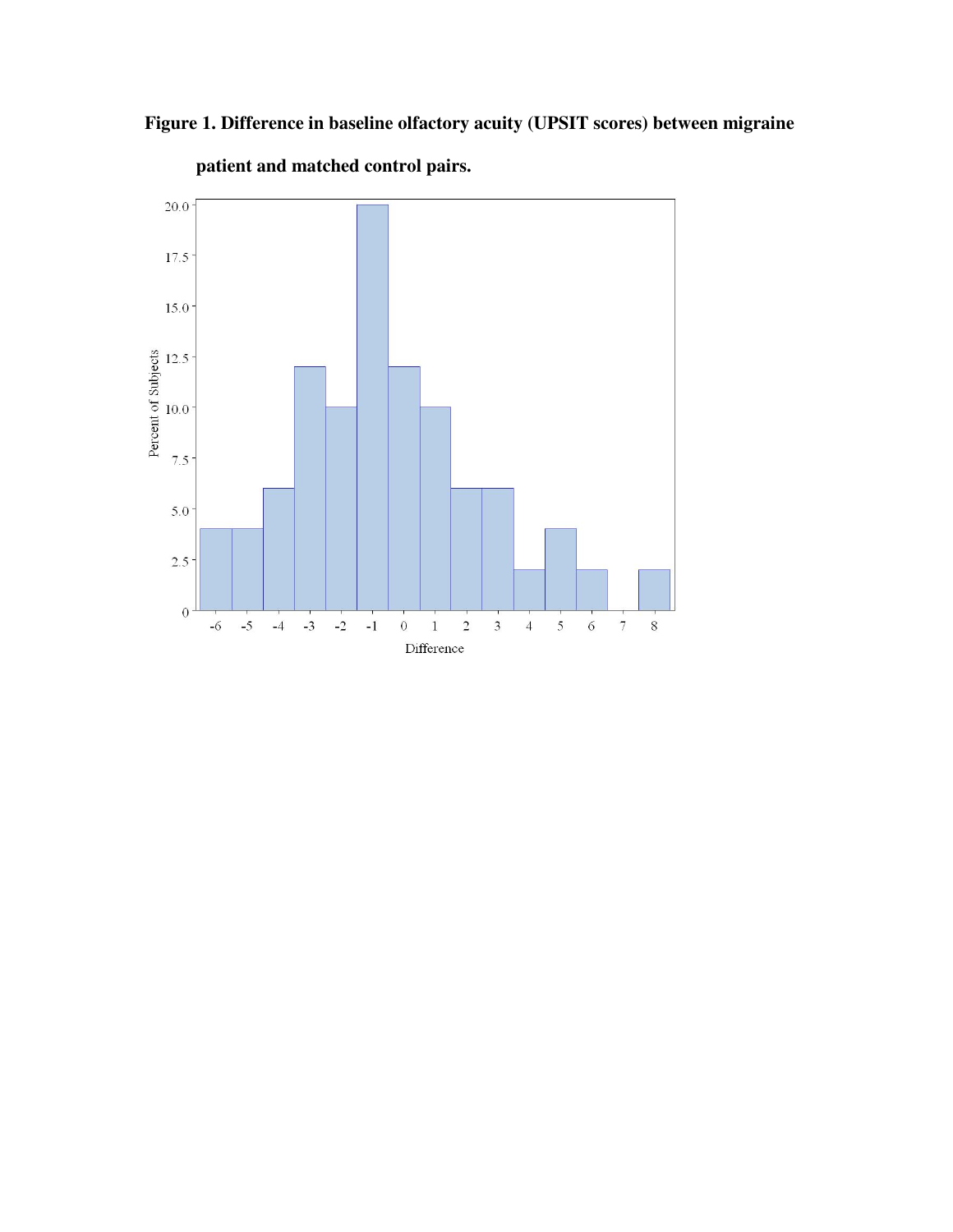**Figure 1. Difference in baseline olfactory acuity (UPSIT scores) between migraine patient and matched control pairs.**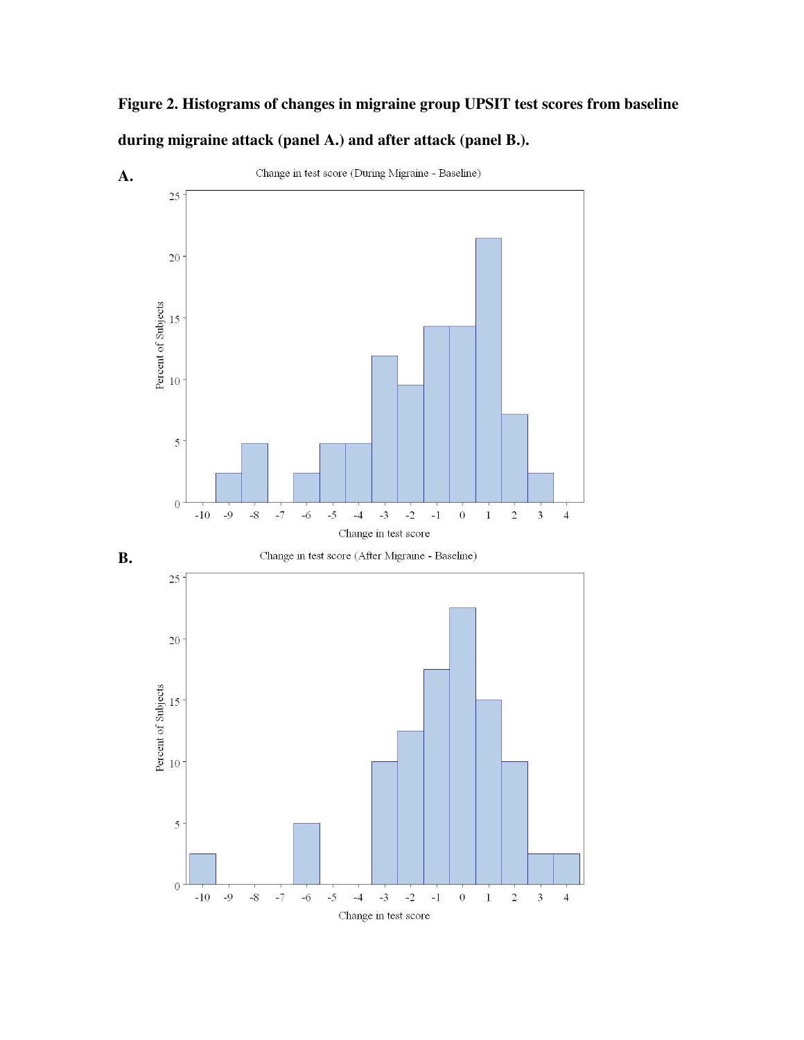**Figure 2. Histograms of changes in migraine group UPSIT test scores from baseline during migraine attack (panel A.) and after attack (panel B.).**

**A.**

Change in test score (During Migraine - Baseline)

Percent of Subjects

0
5
10
15
20
25

-10 -9 -8 -7 -6 -5 -4 -3 -2 -1 0 1 2 3 4

Change in test score

**B.**

Change in test score (After Migraine - Baseline)

Percent of Subjects

0
5
10
15
20
25

-10 -9 -8 -7 -6 -5 -4 -3 -2 -1 0 1 2 3 4

Change in test score